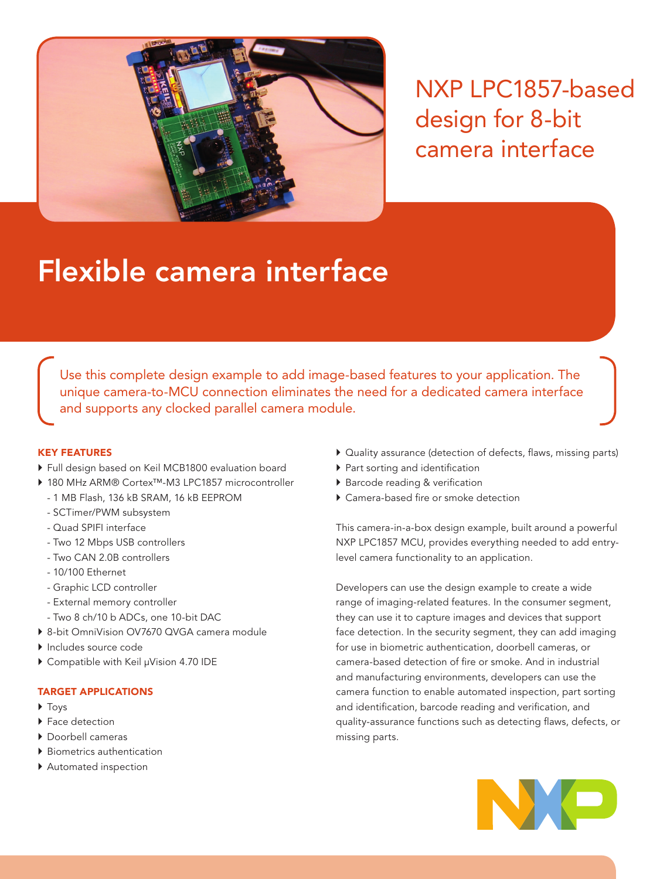# NXP LPC1857-based design for 8-bit camera interface

## Flexible camera interface

Use this complete design example to add image-based features to your application. The unique camera-to-MCU connection eliminates the need for a dedicated camera interface and supports any clocked parallel camera module.

### KEY FEATURES

- Full design based on Keil MCB1800 evaluation board
- 180 MHz ARM® Cortex™-M3 LPC1857 microcontroller
  - 1 MB Flash, 136 kB SRAM, 16 kB EEPROM
  - SCTimer/PWM subsystem
  - Quad SPIFI interface
  - Two 12 Mbps USB controllers
  - Two CAN 2.0B controllers
  - 10/100 Ethernet
  - Graphic LCD controller
  - External memory controller
  - Two 8 ch/10 b ADCs, one 10-bit DAC
- 8-bit OmniVision OV7670 QVGA camera module
- Includes source code
- Compatible with Keil µVision 4.70 IDE

### TARGET APPLICATIONS

- Toys
- Face detection
- Doorbell cameras
- Biometrics authentication
- Automated inspection
- Quality assurance (detection of defects, flaws, missing parts)
- Part sorting and identification
- Barcode reading & verification
- Camera-based fire or smoke detection

This camera-in-a-box design example, built around a powerful NXP LPC1857 MCU, provides everything needed to add entry-level camera functionality to an application.

Developers can use the design example to create a wide range of imaging-related features. In the consumer segment, they can use it to capture images and devices that support face detection. In the security segment, they can add imaging for use in biometric authentication, doorbell cameras, or camera-based detection of fire or smoke. And in industrial and manufacturing environments, developers can use the camera function to enable automated inspection, part sorting and identification, barcode reading and verification, and quality-assurance functions such as detecting flaws, defects, or missing parts.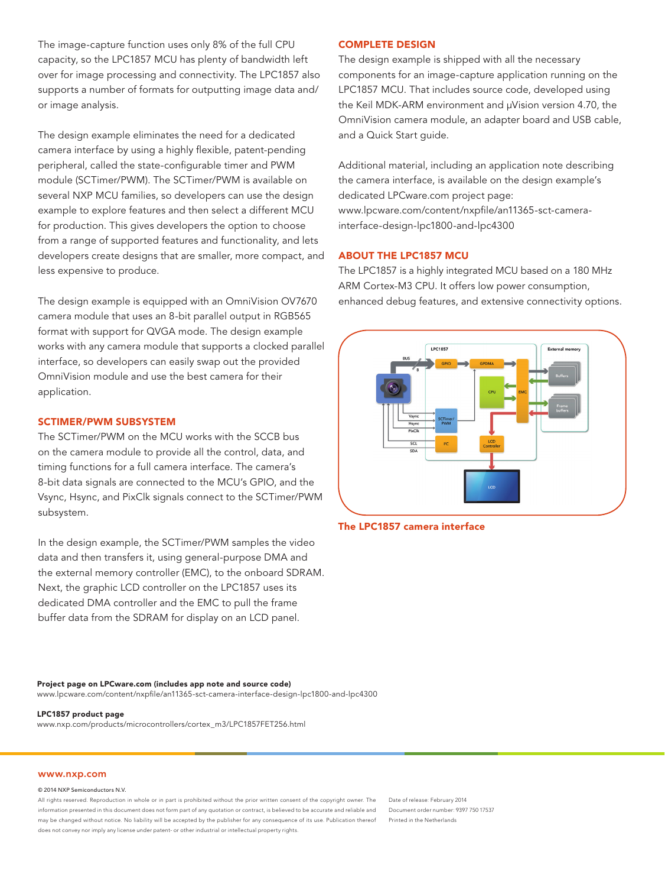The image-capture function uses only 8% of the full CPU capacity, so the LPC1857 MCU has plenty of bandwidth left over for image processing and connectivity. The LPC1857 also supports a number of formats for outputting image data and/or image analysis.

The design example eliminates the need for a dedicated camera interface by using a highly flexible, patent-pending peripheral, called the state-configurable timer and PWM module (SCTimer/PWM). The SCTimer/PWM is available on several NXP MCU families, so developers can use the design example to explore features and then select a different MCU for production. This gives developers the option to choose from a range of supported features and functionality, and lets developers create designs that are smaller, more compact, and less expensive to produce.

The design example is equipped with an OmniVision OV7670 camera module that uses an 8-bit parallel output in RGB565 format with support for QVGA mode. The design example works with any camera module that supports a clocked parallel interface, so developers can easily swap out the provided OmniVision module and use the best camera for their application.

## SCTIMER/PWM SUBSYSTEM

The SCTimer/PWM on the MCU works with the SCCB bus on the camera module to provide all the control, data, and timing functions for a full camera interface. The camera's 8-bit data signals are connected to the MCU's GPIO, and the Vsync, Hsync, and PixClk signals connect to the SCTimer/PWM subsystem.

In the design example, the SCTimer/PWM samples the video data and then transfers it, using general-purpose DMA and the external memory controller (EMC), to the onboard SDRAM. Next, the graphic LCD controller on the LPC1857 uses its dedicated DMA controller and the EMC to pull the frame buffer data from the SDRAM for display on an LCD panel.

## COMPLETE DESIGN

The design example is shipped with all the necessary components for an image-capture application running on the LPC1857 MCU. That includes source code, developed using the Keil MDK-ARM environment and µVision version 4.70, the OmniVision camera module, an adapter board and USB cable, and a Quick Start guide.

Additional material, including an application note describing the camera interface, is available on the design example's dedicated LPCware.com project page:
www.lpcware.com/content/nxpfile/an11365-sct-camera-interface-design-lpc1800-and-lpc4300

## ABOUT THE LPC1857 MCU

The LPC1857 is a highly integrated MCU based on a 180 MHz ARM Cortex-M3 CPU. It offers low power consumption, enhanced debug features, and extensive connectivity options.

LPC1857
External memory
BUS
8
GPIO
GPDMA
Buffers
CPU
EMC
Frame buffers
Vsync
Hsync
PixClk
SCTimer/PWM
SCL
SDA
I²C
LCD Controller
LCD

**The LPC1857 camera interface**

**Project page on LPCware.com (includes app note and source code)**
www.lpcware.com/content/nxpfile/an11365-sct-camera-interface-design-lpc1800-and-lpc4300

**LPC1857 product page**
www.nxp.com/products/microcontrollers/cortex_m3/LPC1857FET256.html

**www.nxp.com**

© 2014 NXP Semiconductors N.V.

All rights reserved. Reproduction in whole or in part is prohibited without the prior written consent of the copyright owner. The information presented in this document does not form part of any quotation or contract, is believed to be accurate and reliable and may be changed without notice. No liability will be accepted by the publisher for any consequence of its use. Publication thereof does not convey nor imply any license under patent- or other industrial or intellectual property rights.

Date of release: February 2014
Document order number: 9397 750 17537
Printed in the Netherlands